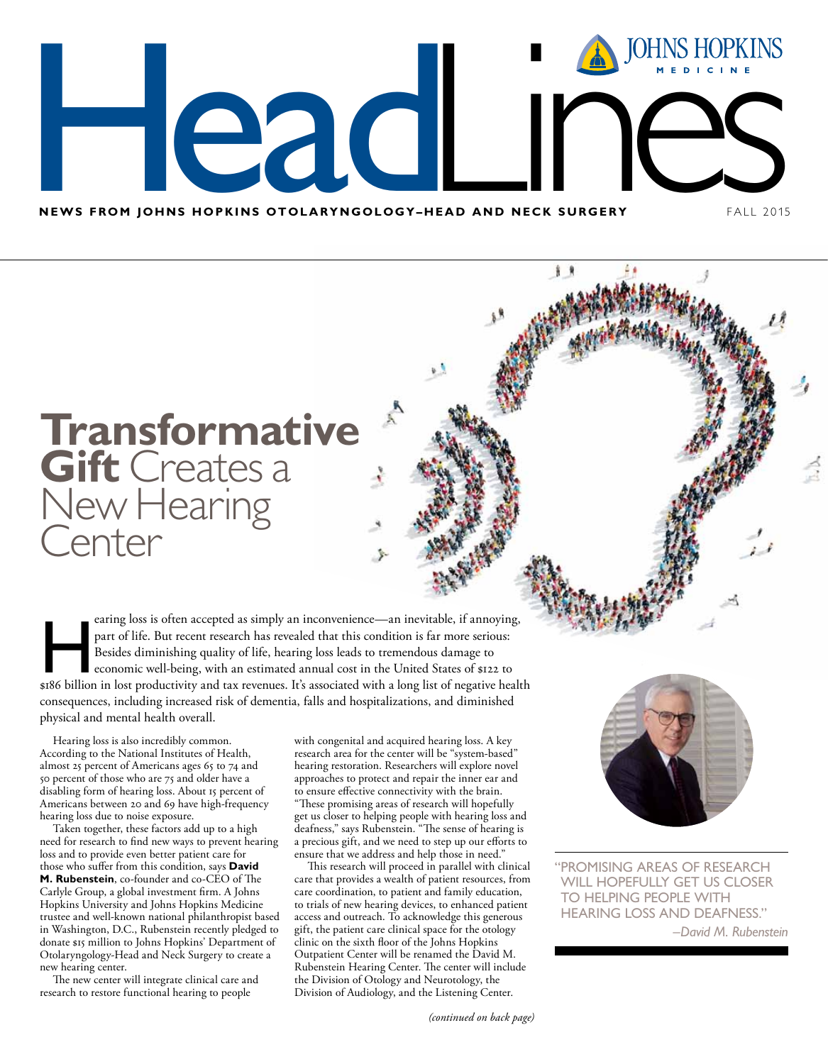# HeadLines

**NEWS FROM JOHNS HOPKINS OTOLARYNGOLOGY–HEAD AND NECK SURGERY** FALL 2015

## Transformative Gift Creates a New Hearing Center

Hearing loss is often accepted as simply an inconvenience—an inevitable, if annoying, part of life. But recent research has revealed that this condition is far more serious: Besides diminishing quality of life, hearing loss leads to tremendous damage to economic well-being, with an estimated annual cost in the United States of $122 to $186 billion in lost productivity and tax revenues. It's associated with a long list of negative health consequences, including increased risk of dementia, falls and hospitalizations, and diminished physical and mental health overall.

Hearing loss is also incredibly common. According to the National Institutes of Health, almost 25 percent of Americans ages 65 to 74 and 50 percent of those who are 75 and older have a disabling form of hearing loss. About 15 percent of Americans between 20 and 69 have high-frequency hearing loss due to noise exposure.

Taken together, these factors add up to a high need for research to find new ways to prevent hearing loss and to provide even better patient care for those who suffer from this condition, says **David M. Rubenstein**, co-founder and co-CEO of The Carlyle Group, a global investment firm. A Johns Hopkins University and Johns Hopkins Medicine trustee and well-known national philanthropist based in Washington, D.C., Rubenstein recently pledged to donate $15 million to Johns Hopkins' Department of Otolaryngology-Head and Neck Surgery to create a new hearing center.

The new center will integrate clinical care and research to restore functional hearing to people with congenital and acquired hearing loss. A key research area for the center will be "system-based" hearing restoration. Researchers will explore novel approaches to protect and repair the inner ear and to ensure effective connectivity with the brain. "These promising areas of research will hopefully get us closer to helping people with hearing loss and deafness," says Rubenstein. "The sense of hearing is a precious gift, and we need to step up our efforts to ensure that we address and help those in need."

This research will proceed in parallel with clinical care that provides a wealth of patient resources, from care coordination, to patient and family education, to trials of new hearing devices, to enhanced patient access and outreach. To acknowledge this generous gift, the patient care clinical space for the otology clinic on the sixth floor of the Johns Hopkins Outpatient Center will be renamed the David M. Rubenstein Hearing Center. The center will include the Division of Otology and Neurotology, the Division of Audiology, and the Listening Center.

*(continued on back page)*

"PROMISING AREAS OF RESEARCH WILL HOPEFULLY GET US CLOSER TO HELPING PEOPLE WITH HEARING LOSS AND DEAFNESS."
*–David M. Rubenstein*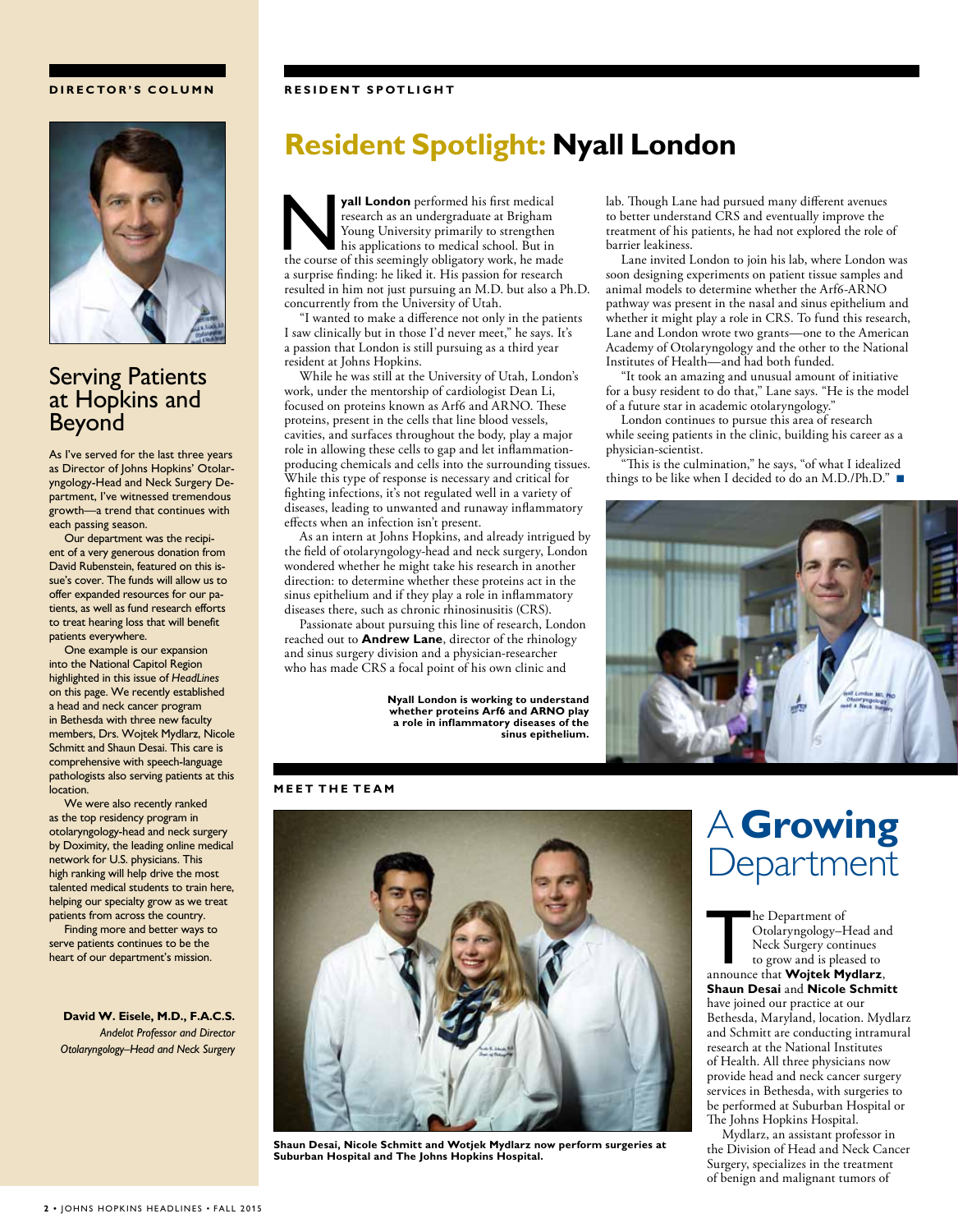## DIRECTOR'S COLUMN

# Serving Patients at Hopkins and Beyond

As I've served for the last three years as Director of Johns Hopkins' Otolaryngology-Head and Neck Surgery Department, I've witnessed tremendous growth—a trend that continues with each passing season.

Our department was the recipient of a very generous donation from David Rubenstein, featured on this issue's cover. The funds will allow us to offer expanded resources for our patients, as well as fund research efforts to treat hearing loss that will benefit patients everywhere.

One example is our expansion into the National Capitol Region highlighted in this issue of *HeadLines* on this page. We recently established a head and neck cancer program in Bethesda with three new faculty members, Drs. Wojtek Mydlarz, Nicole Schmitt and Shaun Desai. This care is comprehensive with speech-language pathologists also serving patients at this location.

We were also recently ranked as the top residency program in otolaryngology-head and neck surgery by Doximity, the leading online medical network for U.S. physicians. This high ranking will help drive the most talented medical students to train here, helping our specialty grow as we treat patients from across the country.

Finding more and better ways to serve patients continues to be the heart of our department's mission.

**David W. Eisele, M.D., F.A.C.S.**
*Andelot Professor and Director*
*Otolaryngology–Head and Neck Surgery*

## RESIDENT SPOTLIGHT

# Resident Spotlight: Nyall London

**Nyall London** performed his first medical research as an undergraduate at Brigham Young University primarily to strengthen his applications to medical school. But in the course of this seemingly obligatory work, he made a surprise finding: he liked it. His passion for research resulted in him not just pursuing an M.D. but also a Ph.D. concurrently from the University of Utah.

"I wanted to make a difference not only in the patients I saw clinically but in those I'd never meet," he says. It's a passion that London is still pursuing as a third year resident at Johns Hopkins.

While he was still at the University of Utah, London's work, under the mentorship of cardiologist Dean Li, focused on proteins known as Arf6 and ARNO. These proteins, present in the cells that line blood vessels, cavities, and surfaces throughout the body, play a major role in allowing these cells to gap and let inflammation-producing chemicals and cells into the surrounding tissues. While this type of response is necessary and critical for fighting infections, it's not regulated well in a variety of diseases, leading to unwanted and runaway inflammatory effects when an infection isn't present.

As an intern at Johns Hopkins, and already intrigued by the field of otolaryngology-head and neck surgery, London wondered whether he might take his research in another direction: to determine whether these proteins act in the sinus epithelium and if they play a role in inflammatory diseases there, such as chronic rhinosinusitis (CRS).

Passionate about pursuing this line of research, London reached out to **Andrew Lane**, director of the rhinology and sinus surgery division and a physician-researcher who has made CRS a focal point of his own clinic and lab. Though Lane had pursued many different avenues to better understand CRS and eventually improve the treatment of his patients, he had not explored the role of barrier leakiness.

Lane invited London to join his lab, where London was soon designing experiments on patient tissue samples and animal models to determine whether the Arf6-ARNO pathway was present in the nasal and sinus epithelium and whether it might play a role in CRS. To fund this research, Lane and London wrote two grants—one to the American Academy of Otolaryngology and the other to the National Institutes of Health—and had both funded.

"It took an amazing and unusual amount of initiative for a busy resident to do that," Lane says. "He is the model of a future star in academic otolaryngology."

London continues to pursue this area of research while seeing patients in the clinic, building his career as a physician-scientist.

"This is the culmination," he says, "of what I idealized things to be like when I decided to do an M.D./Ph.D." ■

**Nyall London is working to understand whether proteins Arf6 and ARNO play a role in inflammatory diseases of the sinus epithelium.**

## MEET THE TEAM

**Shaun Desai, Nicole Schmitt and Wotjek Mydlarz now perform surgeries at Suburban Hospital and The Johns Hopkins Hospital.**

# A Growing Department

The Department of Otolaryngology–Head and Neck Surgery continues to grow and is pleased to announce that **Wojtek Mydlarz**, **Shaun Desai** and **Nicole Schmitt** have joined our practice at our Bethesda, Maryland, location. Mydlarz and Schmitt are conducting intramural research at the National Institutes of Health. All three physicians now provide head and neck cancer surgery services in Bethesda, with surgeries to be performed at Suburban Hospital or The Johns Hopkins Hospital.

Mydlarz, an assistant professor in the Division of Head and Neck Cancer Surgery, specializes in the treatment of benign and malignant tumors of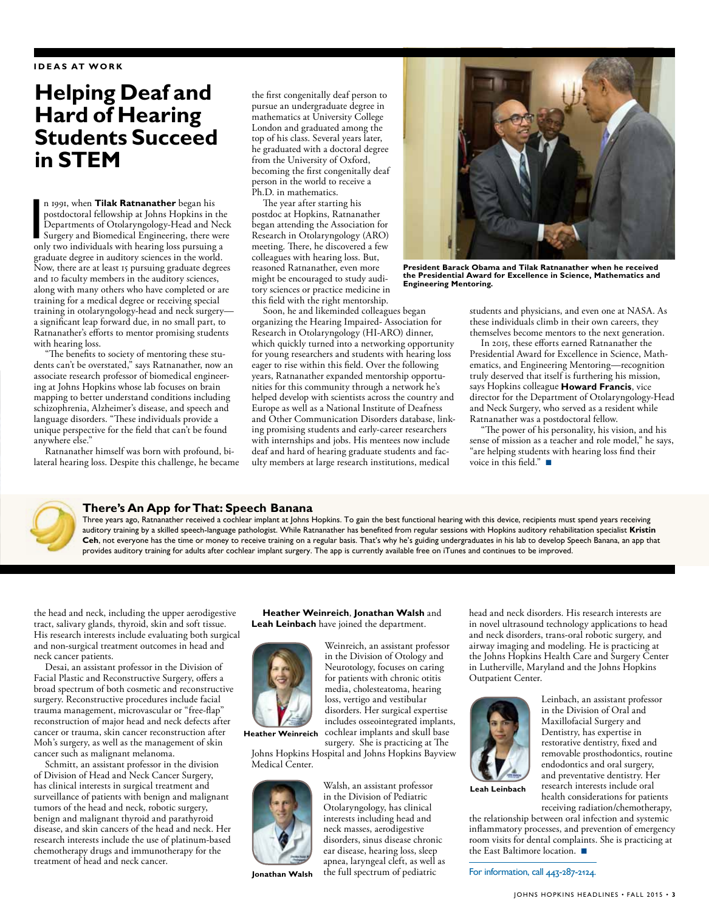IDEAS AT WORK

# Helping Deaf and Hard of Hearing Students Succeed in STEM

In 1991, when **Tilak Ratnanather** began his postdoctoral fellowship at Johns Hopkins in the Departments of Otolaryngology-Head and Neck Surgery and Biomedical Engineering, there were only two individuals with hearing loss pursuing a graduate degree in auditory sciences in the world. Now, there are at least 15 pursuing graduate degrees and 10 faculty members in the auditory sciences, along with many others who have completed or are training for a medical degree or receiving special training in otolaryngology-head and neck surgery—a significant leap forward due, in no small part, to Ratnanather's efforts to mentor promising students with hearing loss.

"The benefits to society of mentoring these students can't be overstated," says Ratnanather, now an associate research professor of biomedical engineering at Johns Hopkins whose lab focuses on brain mapping to better understand conditions including schizophrenia, Alzheimer's disease, and speech and language disorders. "These individuals provide a unique perspective for the field that can't be found anywhere else."

Ratnanather himself was born with profound, bilateral hearing loss. Despite this challenge, he became the first congenitally deaf person to pursue an undergraduate degree in mathematics at University College London and graduated among the top of his class. Several years later, he graduated with a doctoral degree from the University of Oxford, becoming the first congenitally deaf person in the world to receive a Ph.D. in mathematics.

The year after starting his postdoc at Hopkins, Ratnanather began attending the Association for Research in Otolaryngology (ARO) meeting. There, he discovered a few colleagues with hearing loss. But, reasoned Ratnanather, even more might be encouraged to study auditory sciences or practice medicine in this field with the right mentorship.

Soon, he and likeminded colleagues began organizing the Hearing Impaired- Association for Research in Otolaryngology (HI-ARO) dinner, which quickly turned into a networking opportunity for young researchers and students with hearing loss eager to rise within this field. Over the following years, Ratnanather expanded mentorship opportunities for this community through a network he's helped develop with scientists across the country and Europe as well as a National Institute of Deafness and Other Communication Disorders database, linking promising students and early-career researchers with internships and jobs. His mentees now include deaf and hard of hearing graduate students and faculty members at large research institutions, medical students and physicians, and even one at NASA. As these individuals climb in their own careers, they themselves become mentors to the next generation.

**President Barack Obama and Tilak Ratnanather when he received the Presidential Award for Excellence in Science, Mathematics and Engineering Mentoring.**

In 2015, these efforts earned Ratnanather the Presidential Award for Excellence in Science, Mathematics, and Engineering Mentoring—recognition truly deserved that itself is furthering his mission, says Hopkins colleague **Howard Francis**, vice director for the Department of Otolaryngology-Head and Neck Surgery, who served as a resident while Ratnanather was a postdoctoral fellow.

"The power of his personality, his vision, and his sense of mission as a teacher and role model," he says, "are helping students with hearing loss find their voice in this field." ■

## There's An App for That: Speech Banana

Three years ago, Ratnanather received a cochlear implant at Johns Hopkins. To gain the best functional hearing with this device, recipients must spend years receiving auditory training by a skilled speech-language pathologist. While Ratnanather has benefited from regular sessions with Hopkins auditory rehabilitation specialist **Kristin Ceh**, not everyone has the time or money to receive training on a regular basis. That's why he's guiding undergraduates in his lab to develop Speech Banana, an app that provides auditory training for adults after cochlear implant surgery. The app is currently available free on iTunes and continues to be improved.

---

the head and neck, including the upper aerodigestive tract, salivary glands, thyroid, skin and soft tissue. His research interests include evaluating both surgical and non-surgical treatment outcomes in head and neck cancer patients.

Desai, an assistant professor in the Division of Facial Plastic and Reconstructive Surgery, offers a broad spectrum of both cosmetic and reconstructive surgery. Reconstructive procedures include facial trauma management, microvascular or "free-flap" reconstruction of major head and neck defects after cancer or trauma, skin cancer reconstruction after Moh's surgery, as well as the management of skin cancer such as malignant melanoma.

Schmitt, an assistant professor in the division of Division of Head and Neck Cancer Surgery, has clinical interests in surgical treatment and surveillance of patients with benign and malignant tumors of the head and neck, robotic surgery, benign and malignant thyroid and parathyroid disease, and skin cancers of the head and neck. Her research interests include the use of platinum-based chemotherapy drugs and immunotherapy for the treatment of head and neck cancer.

**Heather Weinreich**, **Jonathan Walsh** and **Leah Leinbach** have joined the department.

**Heather Weinreich**

Weinreich, an assistant professor in the Division of Otology and Neurotology, focuses on caring for patients with chronic otitis media, cholesteatoma, hearing loss, vertigo and vestibular disorders. Her surgical expertise includes osseointegrated implants, cochlear implants and skull base surgery. She is practicing at The Johns Hopkins Hospital and Johns Hopkins Bayview Medical Center.

**Jonathan Walsh**

Walsh, an assistant professor in the Division of Pediatric Otolaryngology, has clinical interests including head and neck masses, aerodigestive disorders, sinus disease chronic ear disease, hearing loss, sleep apnea, laryngeal cleft, as well as the full spectrum of pediatric head and neck disorders. His research interests are in novel ultrasound technology applications to head and neck disorders, trans-oral robotic surgery, and airway imaging and modeling. He is practicing at the Johns Hopkins Health Care and Surgery Center in Lutherville, Maryland and the Johns Hopkins Outpatient Center.

**Leah Leinbach**

Leinbach, an assistant professor in the Division of Oral and Maxillofacial Surgery and Dentistry, has expertise in restorative dentistry, fixed and removable prosthodontics, routine endodontics and oral surgery, and preventative dentistry. Her research interests include oral health considerations for patients receiving radiation/chemotherapy, the relationship between oral infection and systemic inflammatory processes, and prevention of emergency room visits for dental complaints. She is practicing at the East Baltimore location. ■

For information, call 443-287-2124.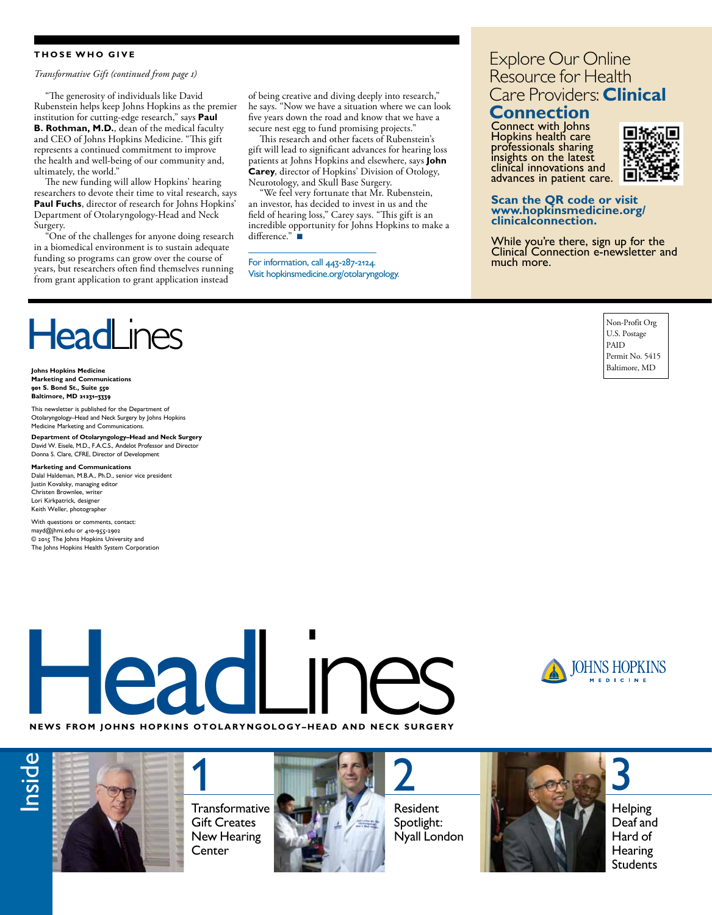**THOSE WHO GIVE**

*Transformative Gift (continued from page 1)*

"The generosity of individuals like David Rubenstein helps keep Johns Hopkins as the premier institution for cutting-edge research," says **Paul B. Rothman, M.D.**, dean of the medical faculty and CEO of Johns Hopkins Medicine. "This gift represents a continued commitment to improve the health and well-being of our community and, ultimately, the world."

The new funding will allow Hopkins' hearing researchers to devote their time to vital research, says **Paul Fuchs**, director of research for Johns Hopkins' Department of Otolaryngology-Head and Neck Surgery.

"One of the challenges for anyone doing research in a biomedical environment is to sustain adequate funding so programs can grow over the course of years, but researchers often find themselves running from grant application to grant application instead of being creative and diving deeply into research," he says. "Now we have a situation where we can look five years down the road and know that we have a secure nest egg to fund promising projects."

This research and other facets of Rubenstein's gift will lead to significant advances for hearing loss patients at Johns Hopkins and elsewhere, says **John Carey**, director of Hopkins' Division of Otology, Neurotology, and Skull Base Surgery.

"We feel very fortunate that Mr. Rubenstein, an investor, has decided to invest in us and the field of hearing loss," Carey says. "This gift is an incredible opportunity for Johns Hopkins to make a difference." ■

For information, call 443-287-2124.
Visit hopkinsmedicine.org/otolaryngology.

## Explore Our Online Resource for Health Care Providers: **Clinical Connection**

Connect with Johns Hopkins health care professionals sharing insights on the latest clinical innovations and advances in patient care.

**Scan the QR code or visit www.hopkinsmedicine.org/clinicalconnection.**

While you're there, sign up for the Clinical Connection e-newsletter and much more.

# HeadLines

**Johns Hopkins Medicine**
**Marketing and Communications**
**901 S. Bond St., Suite 550**
**Baltimore, MD 21231–3339**

This newsletter is published for the Department of Otolaryngology–Head and Neck Surgery by Johns Hopkins Medicine Marketing and Communications.

**Department of Otolaryngology–Head and Neck Surgery**
David W. Eisele, M.D., F.A.C.S., Andelot Professor and Director
Donna S. Clare, CFRE, Director of Development

**Marketing and Communications**
Dalal Haldeman, M.B.A., Ph.D., senior vice president
Justin Kovalsky, managing editor
Christen Brownlee, writer
Lori Kirkpatrick, designer
Keith Weller, photographer

With questions or comments, contact:
mayd@jhmi.edu or 410-955-2902
© 2015 The Johns Hopkins University and
The Johns Hopkins Health System Corporation

Non-Profit Org
U.S. Postage
PAID
Permit No. 5415
Baltimore, MD

# HeadLines

**NEWS FROM JOHNS HOPKINS OTOLARYNGOLOGY–HEAD AND NECK SURGERY**

JOHNS HOPKINS MEDICINE

## Inside

1 Transformative Gift Creates New Hearing Center

2 Resident Spotlight: Nyall London

3 Helping Deaf and Hard of Hearing Students